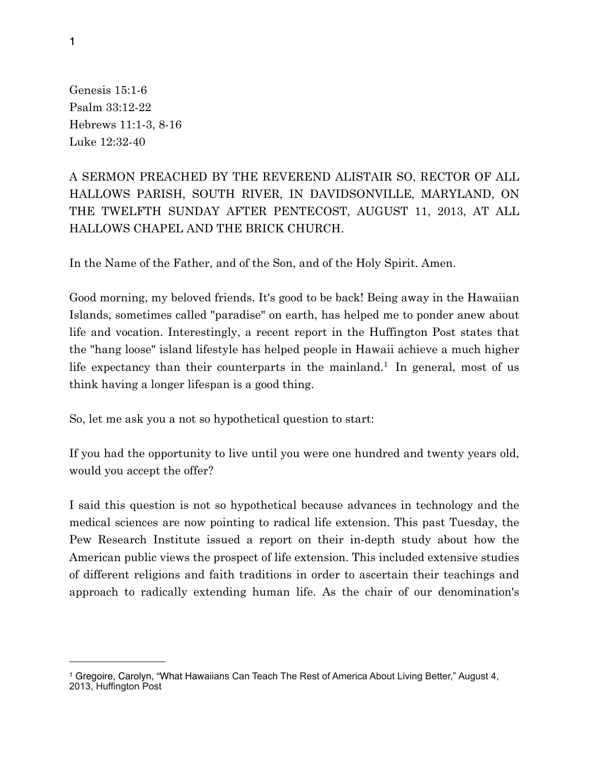Genesis 15:1-6
Psalm 33:12-22
Hebrews 11:1-3, 8-16
Luke 12:32-40

A SERMON PREACHED BY THE REVEREND ALISTAIR SO, RECTOR OF ALL HALLOWS PARISH, SOUTH RIVER, IN DAVIDSONVILLE, MARYLAND, ON THE TWELFTH SUNDAY AFTER PENTECOST, AUGUST 11, 2013, AT ALL HALLOWS CHAPEL AND THE BRICK CHURCH.

In the Name of the Father, and of the Son, and of the Holy Spirit. Amen.

Good morning, my beloved friends. It's good to be back! Being away in the Hawaiian Islands, sometimes called "paradise" on earth, has helped me to ponder anew about life and vocation. Interestingly, a recent report in the Huffington Post states that the "hang loose" island lifestyle has helped people in Hawaii achieve a much higher life expectancy than their counterparts in the mainland.[1] In general, most of us think having a longer lifespan is a good thing.

So, let me ask you a not so hypothetical question to start:

If you had the opportunity to live until you were one hundred and twenty years old, would you accept the offer?

I said this question is not so hypothetical because advances in technology and the medical sciences are now pointing to radical life extension. This past Tuesday, the Pew Research Institute issued a report on their in-depth study about how the American public views the prospect of life extension. This included extensive studies of different religions and faith traditions in order to ascertain their teachings and approach to radically extending human life. As the chair of our denomination's

[1] Gregoire, Carolyn, "What Hawaiians Can Teach The Rest of America About Living Better," August 4, 2013, Huffington Post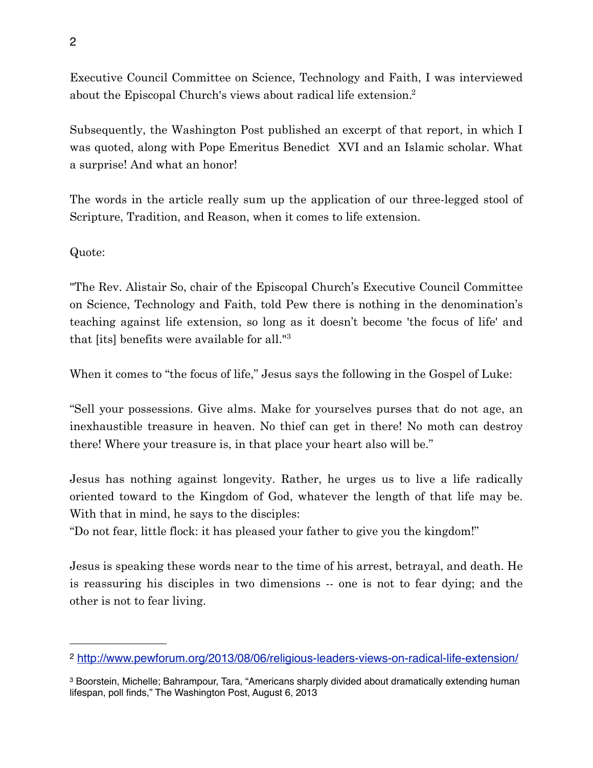Executive Council Committee on Science, Technology and Faith, I was interviewed about the Episcopal Church's views about radical life extension.[2]

Subsequently, the Washington Post published an excerpt of that report, in which I was quoted, along with Pope Emeritus Benedict XVI and an Islamic scholar. What a surprise! And what an honor!

The words in the article really sum up the application of our three-legged stool of Scripture, Tradition, and Reason, when it comes to life extension.

Quote:

"The Rev. Alistair So, chair of the Episcopal Church's Executive Council Committee on Science, Technology and Faith, told Pew there is nothing in the denomination's teaching against life extension, so long as it doesn't become 'the focus of life' and that [its] benefits were available for all."[3]

When it comes to "the focus of life," Jesus says the following in the Gospel of Luke:

"Sell your possessions. Give alms. Make for yourselves purses that do not age, an inexhaustible treasure in heaven. No thief can get in there! No moth can destroy there! Where your treasure is, in that place your heart also will be."

Jesus has nothing against longevity. Rather, he urges us to live a life radically oriented toward to the Kingdom of God, whatever the length of that life may be. With that in mind, he says to the disciples:
"Do not fear, little flock: it has pleased your father to give you the kingdom!"

Jesus is speaking these words near to the time of his arrest, betrayal, and death. He is reassuring his disciples in two dimensions -- one is not to fear dying; and the other is not to fear living.

---

[2] http://www.pewforum.org/2013/08/06/religious-leaders-views-on-radical-life-extension/

[3] Boorstein, Michelle; Bahrampour, Tara, "Americans sharply divided about dramatically extending human lifespan, poll finds," The Washington Post, August 6, 2013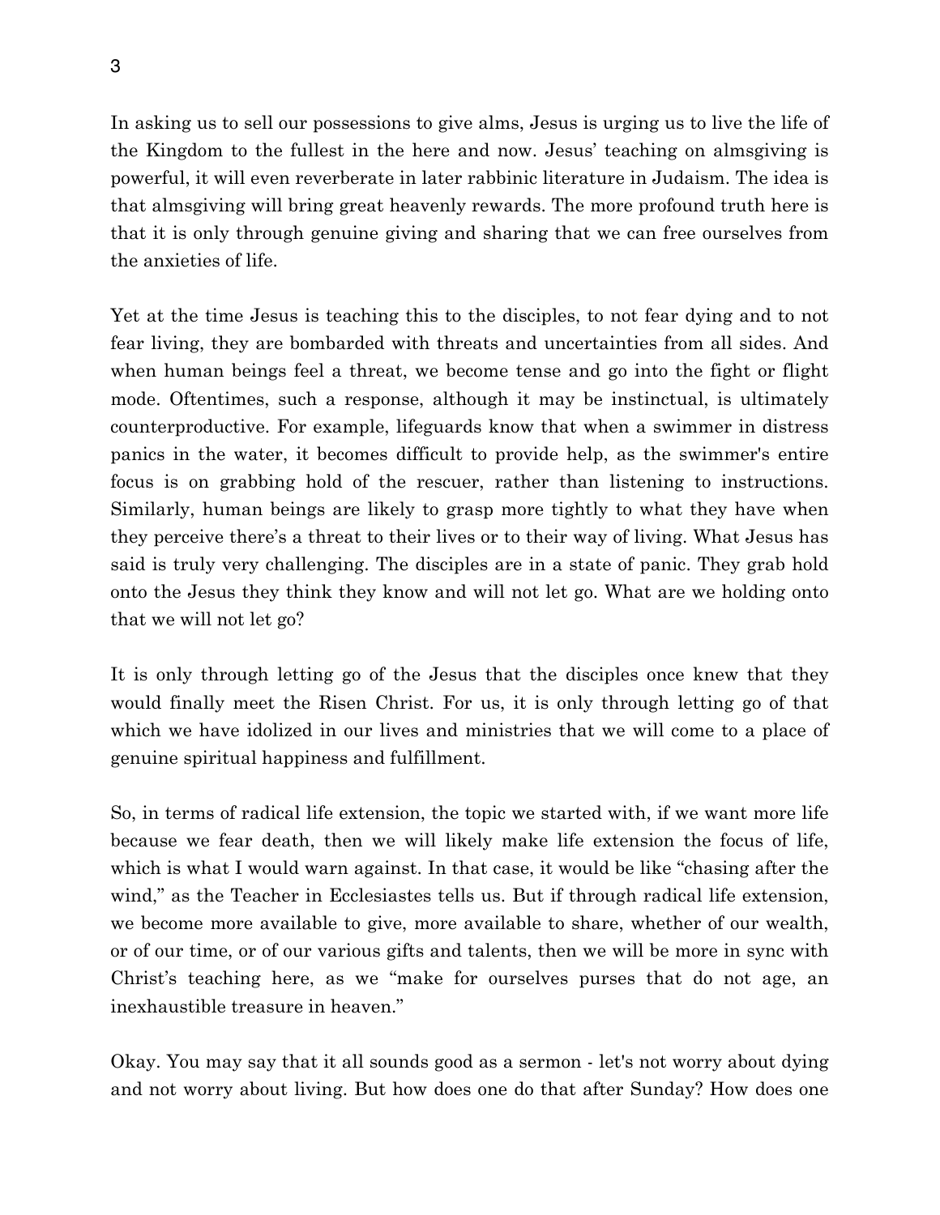In asking us to sell our possessions to give alms, Jesus is urging us to live the life of the Kingdom to the fullest in the here and now. Jesus' teaching on almsgiving is powerful, it will even reverberate in later rabbinic literature in Judaism. The idea is that almsgiving will bring great heavenly rewards. The more profound truth here is that it is only through genuine giving and sharing that we can free ourselves from the anxieties of life.

Yet at the time Jesus is teaching this to the disciples, to not fear dying and to not fear living, they are bombarded with threats and uncertainties from all sides. And when human beings feel a threat, we become tense and go into the fight or flight mode. Oftentimes, such a response, although it may be instinctual, is ultimately counterproductive. For example, lifeguards know that when a swimmer in distress panics in the water, it becomes difficult to provide help, as the swimmer's entire focus is on grabbing hold of the rescuer, rather than listening to instructions. Similarly, human beings are likely to grasp more tightly to what they have when they perceive there's a threat to their lives or to their way of living. What Jesus has said is truly very challenging. The disciples are in a state of panic. They grab hold onto the Jesus they think they know and will not let go. What are we holding onto that we will not let go?

It is only through letting go of the Jesus that the disciples once knew that they would finally meet the Risen Christ. For us, it is only through letting go of that which we have idolized in our lives and ministries that we will come to a place of genuine spiritual happiness and fulfillment.

So, in terms of radical life extension, the topic we started with, if we want more life because we fear death, then we will likely make life extension the focus of life, which is what I would warn against. In that case, it would be like "chasing after the wind," as the Teacher in Ecclesiastes tells us. But if through radical life extension, we become more available to give, more available to share, whether of our wealth, or of our time, or of our various gifts and talents, then we will be more in sync with Christ's teaching here, as we "make for ourselves purses that do not age, an inexhaustible treasure in heaven."

Okay. You may say that it all sounds good as a sermon - let's not worry about dying and not worry about living. But how does one do that after Sunday? How does one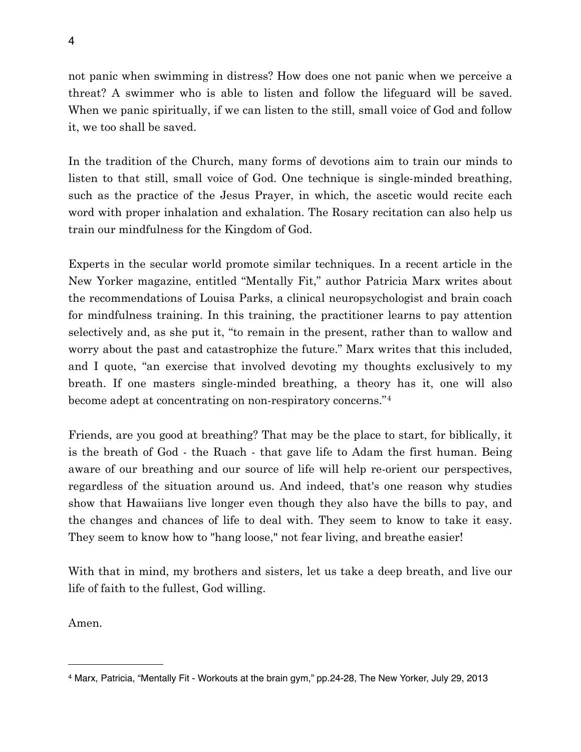not panic when swimming in distress? How does one not panic when we perceive a threat? A swimmer who is able to listen and follow the lifeguard will be saved. When we panic spiritually, if we can listen to the still, small voice of God and follow it, we too shall be saved.

In the tradition of the Church, many forms of devotions aim to train our minds to listen to that still, small voice of God. One technique is single-minded breathing, such as the practice of the Jesus Prayer, in which, the ascetic would recite each word with proper inhalation and exhalation. The Rosary recitation can also help us train our mindfulness for the Kingdom of God.

Experts in the secular world promote similar techniques. In a recent article in the New Yorker magazine, entitled "Mentally Fit," author Patricia Marx writes about the recommendations of Louisa Parks, a clinical neuropsychologist and brain coach for mindfulness training. In this training, the practitioner learns to pay attention selectively and, as she put it, "to remain in the present, rather than to wallow and worry about the past and catastrophize the future." Marx writes that this included, and I quote, "an exercise that involved devoting my thoughts exclusively to my breath. If one masters single-minded breathing, a theory has it, one will also become adept at concentrating on non-respiratory concerns."[4]

Friends, are you good at breathing? That may be the place to start, for biblically, it is the breath of God - the Ruach - that gave life to Adam the first human. Being aware of our breathing and our source of life will help re-orient our perspectives, regardless of the situation around us. And indeed, that's one reason why studies show that Hawaiians live longer even though they also have the bills to pay, and the changes and chances of life to deal with. They seem to know to take it easy. They seem to know how to "hang loose," not fear living, and breathe easier!

With that in mind, my brothers and sisters, let us take a deep breath, and live our life of faith to the fullest, God willing.

Amen.

---

[4] Marx, Patricia, "Mentally Fit - Workouts at the brain gym," pp.24-28, The New Yorker, July 29, 2013